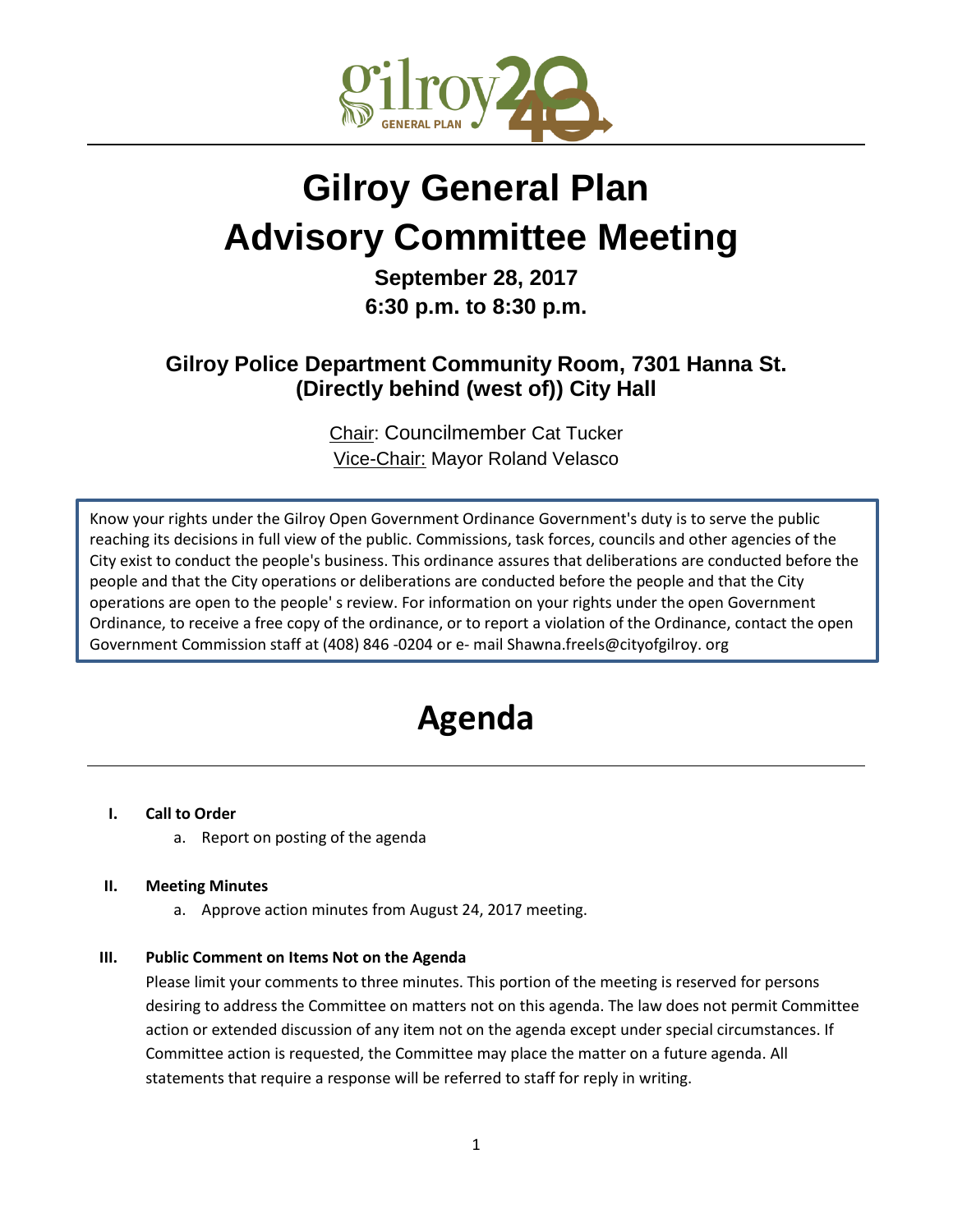# Gilroy General Plan Advisory Committee Meeting

**September 28, 2017**
**6:30 p.m. to 8:30 p.m.**

**Gilroy Police Department Community Room, 7301 Hanna St. (Directly behind (west of)) City Hall**

Chair: Councilmember Cat Tucker
Vice-Chair: Mayor Roland Velasco

Know your rights under the Gilroy Open Government Ordinance Government's duty is to serve the public reaching its decisions in full view of the public. Commissions, task forces, councils and other agencies of the City exist to conduct the people's business. This ordinance assures that deliberations are conducted before the people and that the City operations or deliberations are conducted before the people and that the City operations are open to the people' s review. For information on your rights under the open Government Ordinance, to receive a free copy of the ordinance, or to report a violation of the Ordinance, contact the open Government Commission staff at (408) 846 -0204 or e- mail Shawna.freels@cityofgilroy. org

# Agenda

**I. Call to Order**

a. Report on posting of the agenda

**II. Meeting Minutes**

a. Approve action minutes from August 24, 2017 meeting.

**III. Public Comment on Items Not on the Agenda**

Please limit your comments to three minutes. This portion of the meeting is reserved for persons desiring to address the Committee on matters not on this agenda. The law does not permit Committee action or extended discussion of any item not on the agenda except under special circumstances. If Committee action is requested, the Committee may place the matter on a future agenda. All statements that require a response will be referred to staff for reply in writing.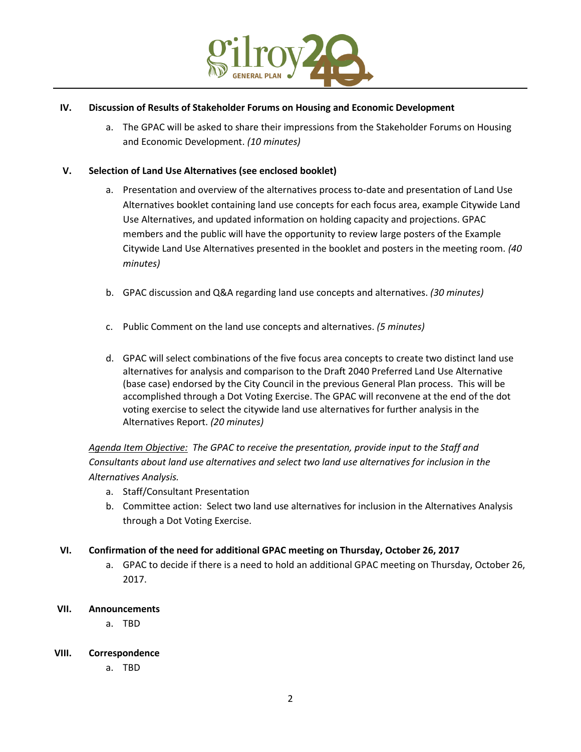### IV. Discussion of Results of Stakeholder Forums on Housing and Economic Development

a. The GPAC will be asked to share their impressions from the Stakeholder Forums on Housing and Economic Development. *(10 minutes)*

### V. Selection of Land Use Alternatives (see enclosed booklet)

a. Presentation and overview of the alternatives process to-date and presentation of Land Use Alternatives booklet containing land use concepts for each focus area, example Citywide Land Use Alternatives, and updated information on holding capacity and projections. GPAC members and the public will have the opportunity to review large posters of the Example Citywide Land Use Alternatives presented in the booklet and posters in the meeting room. *(40 minutes)*

b. GPAC discussion and Q&A regarding land use concepts and alternatives. *(30 minutes)*

c. Public Comment on the land use concepts and alternatives. *(5 minutes)*

d. GPAC will select combinations of the five focus area concepts to create two distinct land use alternatives for analysis and comparison to the Draft 2040 Preferred Land Use Alternative (base case) endorsed by the City Council in the previous General Plan process. This will be accomplished through a Dot Voting Exercise. The GPAC will reconvene at the end of the dot voting exercise to select the citywide land use alternatives for further analysis in the Alternatives Report. *(20 minutes)*

*Agenda Item Objective: The GPAC to receive the presentation, provide input to the Staff and Consultants about land use alternatives and select two land use alternatives for inclusion in the Alternatives Analysis.*

a. Staff/Consultant Presentation
b. Committee action: Select two land use alternatives for inclusion in the Alternatives Analysis through a Dot Voting Exercise.

### VI. Confirmation of the need for additional GPAC meeting on Thursday, October 26, 2017

a. GPAC to decide if there is a need to hold an additional GPAC meeting on Thursday, October 26, 2017.

### VII. Announcements

a. TBD

### VIII. Correspondence

a. TBD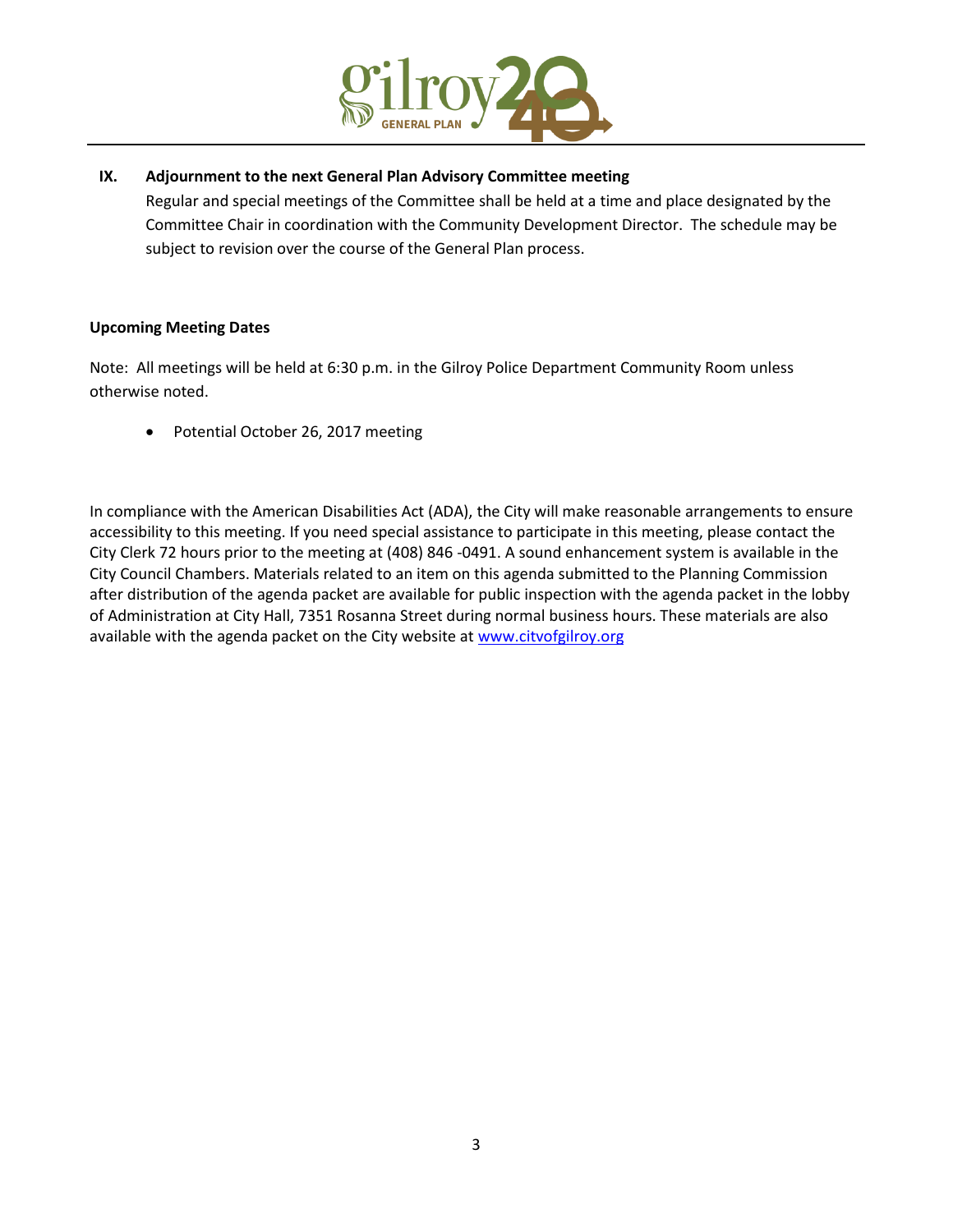## IX. Adjournment to the next General Plan Advisory Committee meeting

Regular and special meetings of the Committee shall be held at a time and place designated by the Committee Chair in coordination with the Community Development Director. The schedule may be subject to revision over the course of the General Plan process.

**Upcoming Meeting Dates**

Note: All meetings will be held at 6:30 p.m. in the Gilroy Police Department Community Room unless otherwise noted.

- Potential October 26, 2017 meeting

In compliance with the American Disabilities Act (ADA), the City will make reasonable arrangements to ensure accessibility to this meeting. If you need special assistance to participate in this meeting, please contact the City Clerk 72 hours prior to the meeting at (408) 846 -0491. A sound enhancement system is available in the City Council Chambers. Materials related to an item on this agenda submitted to the Planning Commission after distribution of the agenda packet are available for public inspection with the agenda packet in the lobby of Administration at City Hall, 7351 Rosanna Street during normal business hours. These materials are also available with the agenda packet on the City website at [www.citvofgilroy.org](http://www.citvofgilroy.org)